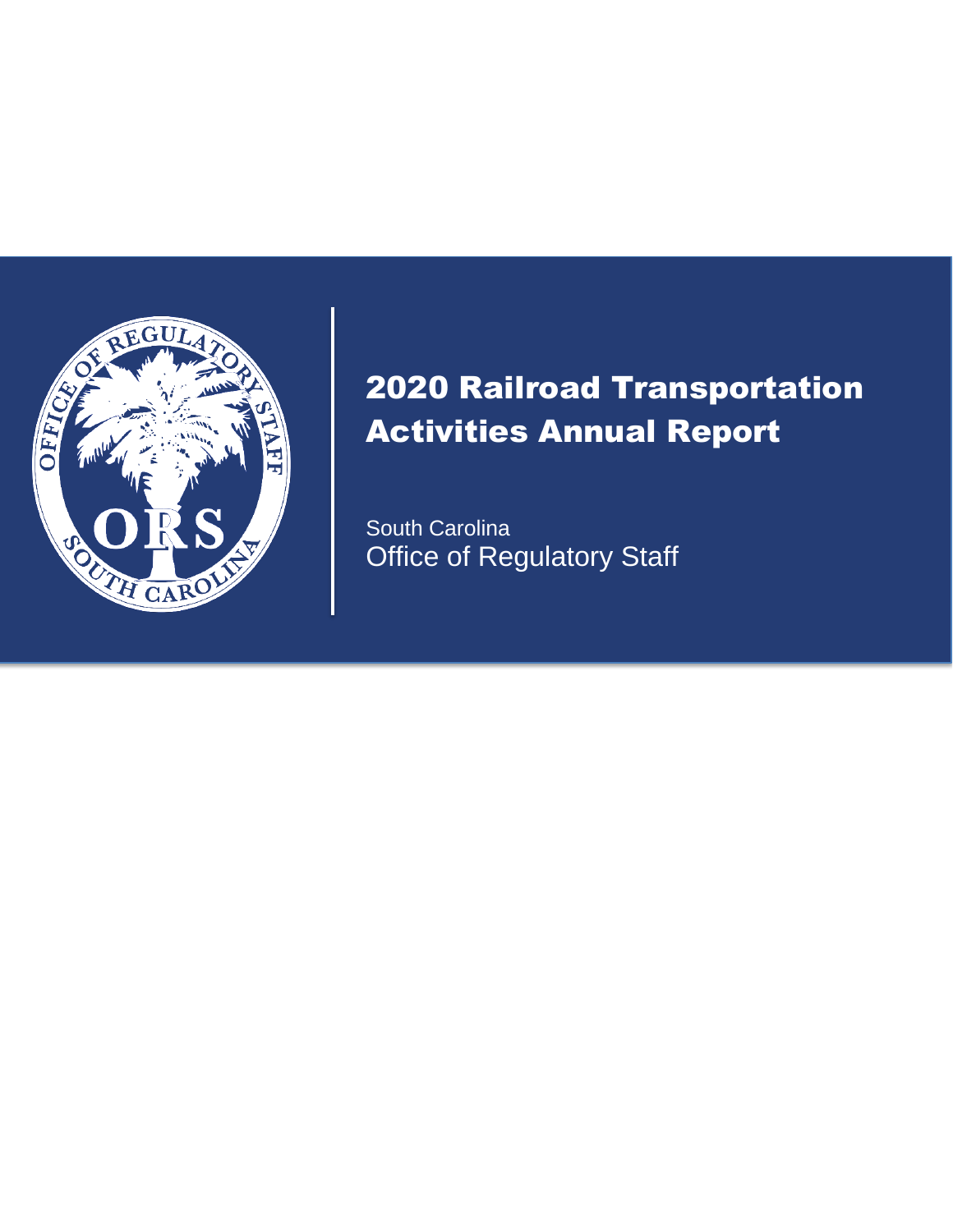# 2020 Railroad Transportation Activities Annual Report

South Carolina
Office of Regulatory Staff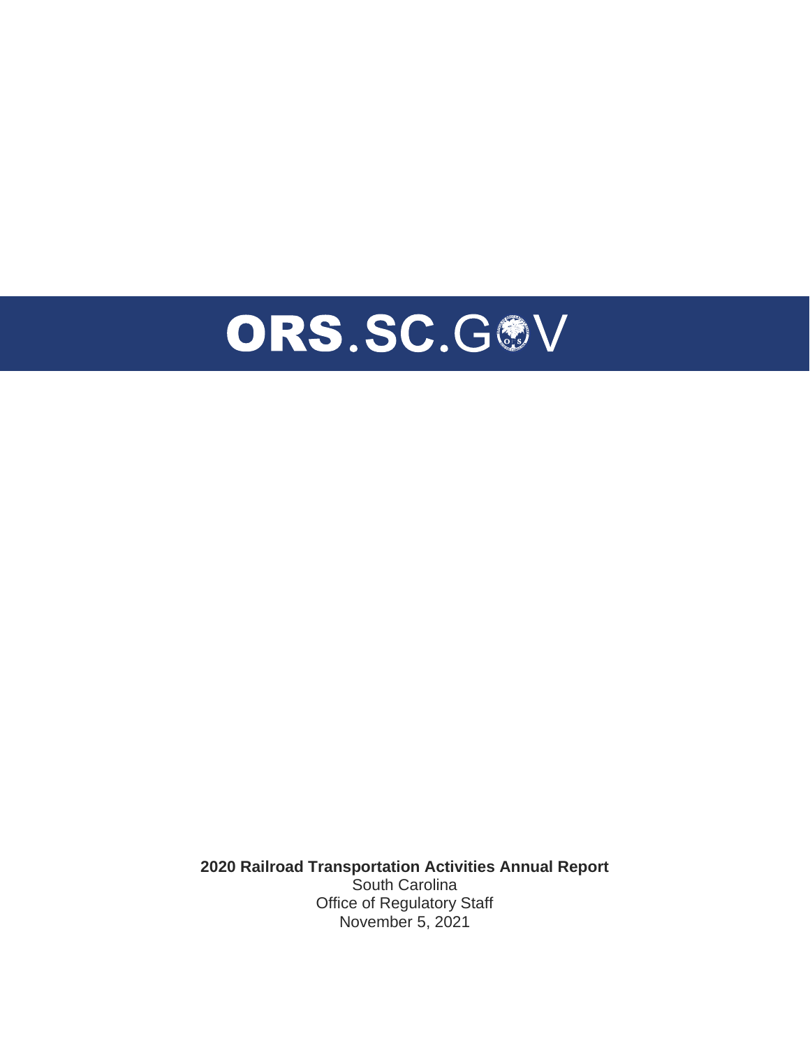ORS.SC.GOV

**2020 Railroad Transportation Activities Annual Report**

South Carolina

Office of Regulatory Staff

November 5, 2021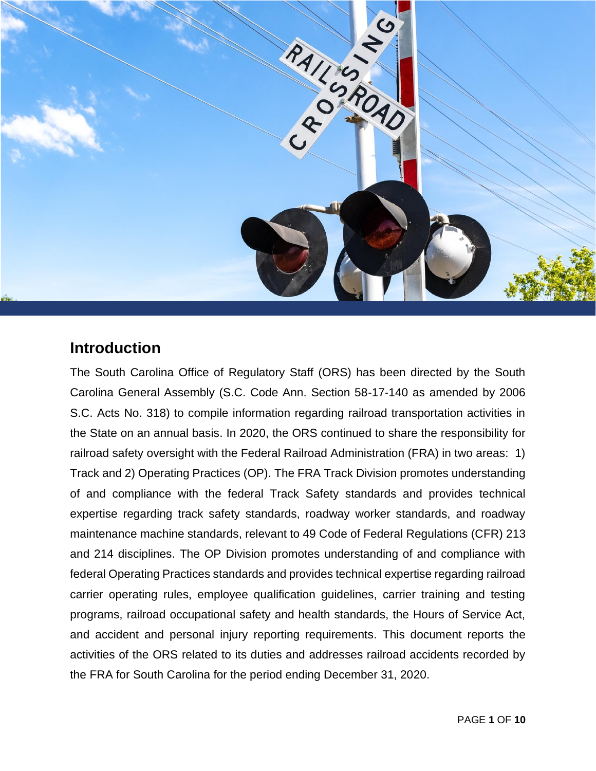## Introduction

The South Carolina Office of Regulatory Staff (ORS) has been directed by the South Carolina General Assembly (S.C. Code Ann. Section 58-17-140 as amended by 2006 S.C. Acts No. 318) to compile information regarding railroad transportation activities in the State on an annual basis. In 2020, the ORS continued to share the responsibility for railroad safety oversight with the Federal Railroad Administration (FRA) in two areas: 1) Track and 2) Operating Practices (OP). The FRA Track Division promotes understanding of and compliance with the federal Track Safety standards and provides technical expertise regarding track safety standards, roadway worker standards, and roadway maintenance machine standards, relevant to 49 Code of Federal Regulations (CFR) 213 and 214 disciplines. The OP Division promotes understanding of and compliance with federal Operating Practices standards and provides technical expertise regarding railroad carrier operating rules, employee qualification guidelines, carrier training and testing programs, railroad occupational safety and health standards, the Hours of Service Act, and accident and personal injury reporting requirements. This document reports the activities of the ORS related to its duties and addresses railroad accidents recorded by the FRA for South Carolina for the period ending December 31, 2020.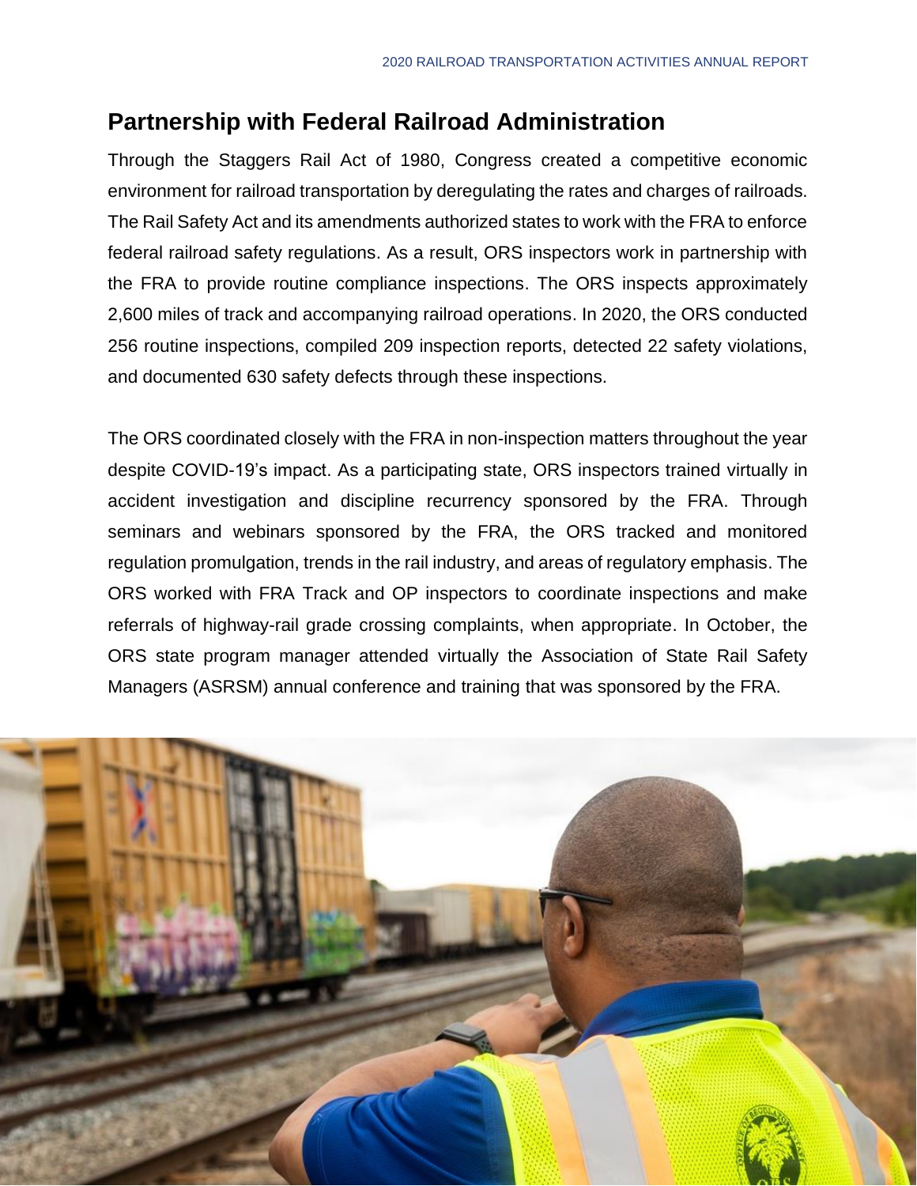## Partnership with Federal Railroad Administration

Through the Staggers Rail Act of 1980, Congress created a competitive economic environment for railroad transportation by deregulating the rates and charges of railroads. The Rail Safety Act and its amendments authorized states to work with the FRA to enforce federal railroad safety regulations. As a result, ORS inspectors work in partnership with the FRA to provide routine compliance inspections. The ORS inspects approximately 2,600 miles of track and accompanying railroad operations. In 2020, the ORS conducted 256 routine inspections, compiled 209 inspection reports, detected 22 safety violations, and documented 630 safety defects through these inspections.

The ORS coordinated closely with the FRA in non-inspection matters throughout the year despite COVID-19's impact. As a participating state, ORS inspectors trained virtually in accident investigation and discipline recurrency sponsored by the FRA. Through seminars and webinars sponsored by the FRA, the ORS tracked and monitored regulation promulgation, trends in the rail industry, and areas of regulatory emphasis. The ORS worked with FRA Track and OP inspectors to coordinate inspections and make referrals of highway-rail grade crossing complaints, when appropriate. In October, the ORS state program manager attended virtually the Association of State Rail Safety Managers (ASRSM) annual conference and training that was sponsored by the FRA.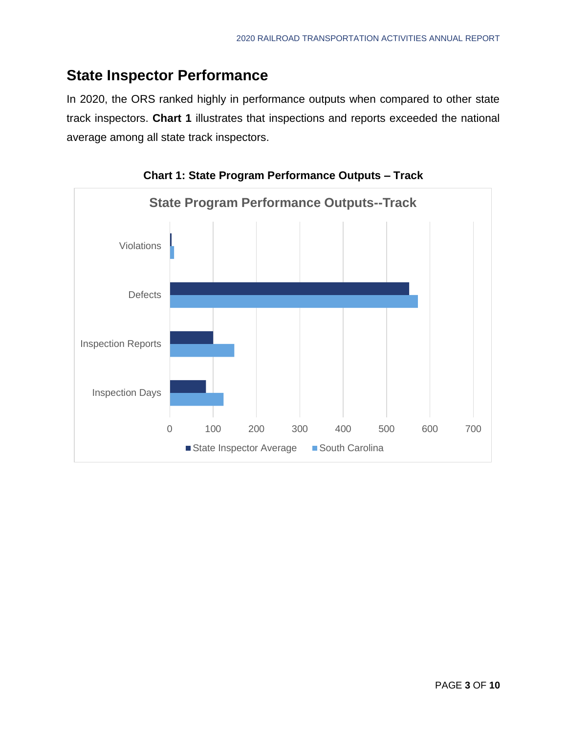## State Inspector Performance

In 2020, the ORS ranked highly in performance outputs when compared to other state track inspectors. **Chart 1** illustrates that inspections and reports exceeded the national average among all state track inspectors.

**Chart 1: State Program Performance Outputs – Track**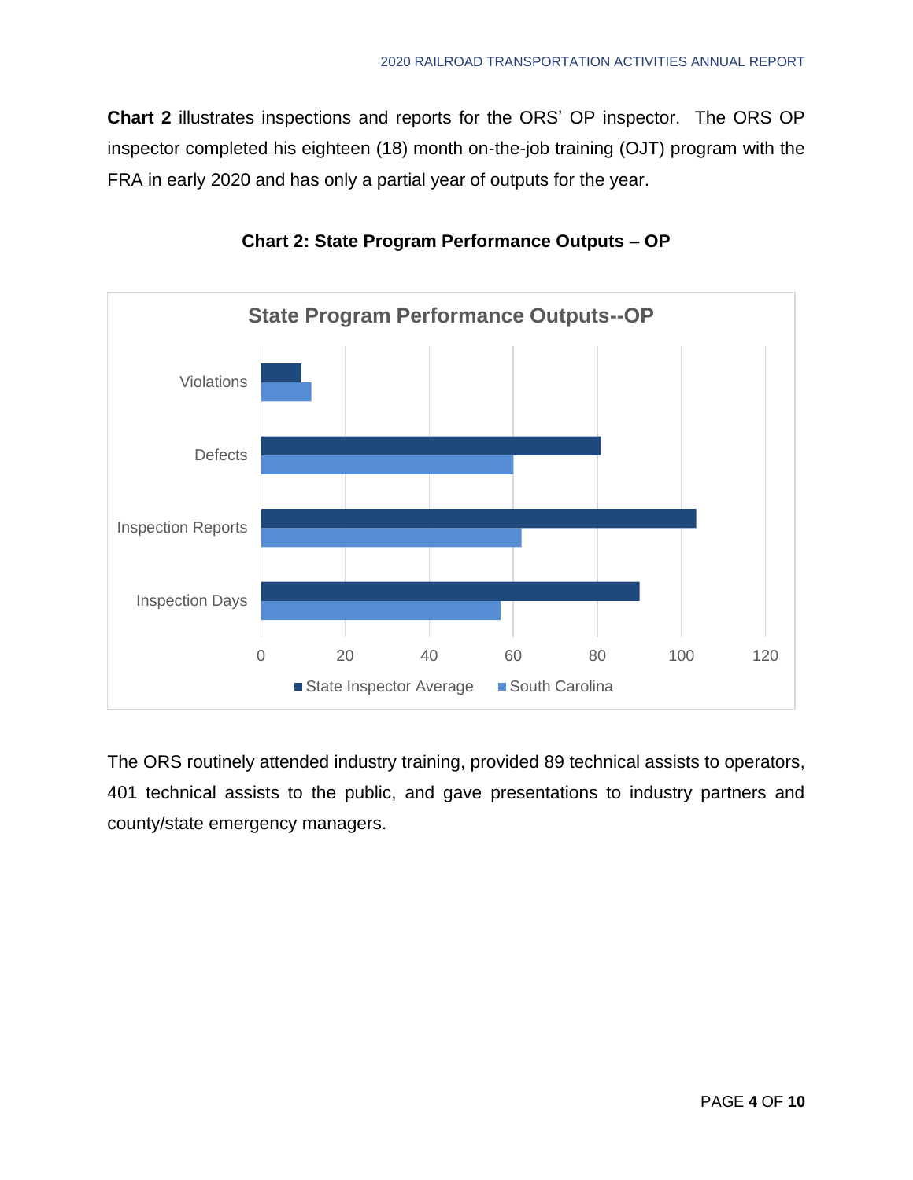**Chart 2** illustrates inspections and reports for the ORS' OP inspector. The ORS OP inspector completed his eighteen (18) month on-the-job training (OJT) program with the FRA in early 2020 and has only a partial year of outputs for the year.

**Chart 2: State Program Performance Outputs – OP**

The ORS routinely attended industry training, provided 89 technical assists to operators, 401 technical assists to the public, and gave presentations to industry partners and county/state emergency managers.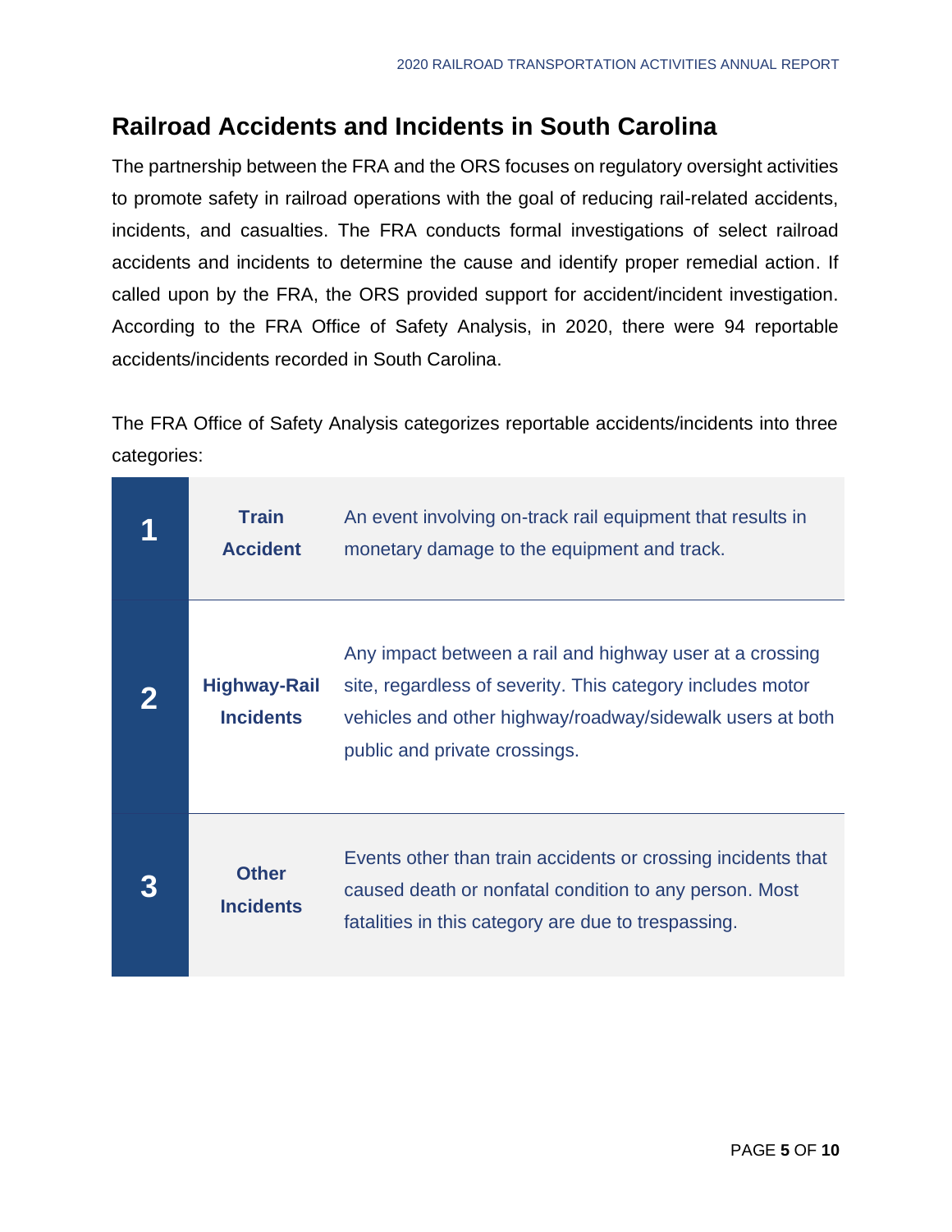## Railroad Accidents and Incidents in South Carolina

The partnership between the FRA and the ORS focuses on regulatory oversight activities to promote safety in railroad operations with the goal of reducing rail-related accidents, incidents, and casualties. The FRA conducts formal investigations of select railroad accidents and incidents to determine the cause and identify proper remedial action. If called upon by the FRA, the ORS provided support for accident/incident investigation. According to the FRA Office of Safety Analysis, in 2020, there were 94 reportable accidents/incidents recorded in South Carolina.

The FRA Office of Safety Analysis categorizes reportable accidents/incidents into three categories:

| | | |
|---|---|---|
| **1** | **Train Accident** | An event involving on-track rail equipment that results in monetary damage to the equipment and track. |
| **2** | **Highway-Rail Incidents** | Any impact between a rail and highway user at a crossing site, regardless of severity. This category includes motor vehicles and other highway/roadway/sidewalk users at both public and private crossings. |
| **3** | **Other Incidents** | Events other than train accidents or crossing incidents that caused death or nonfatal condition to any person. Most fatalities in this category are due to trespassing. |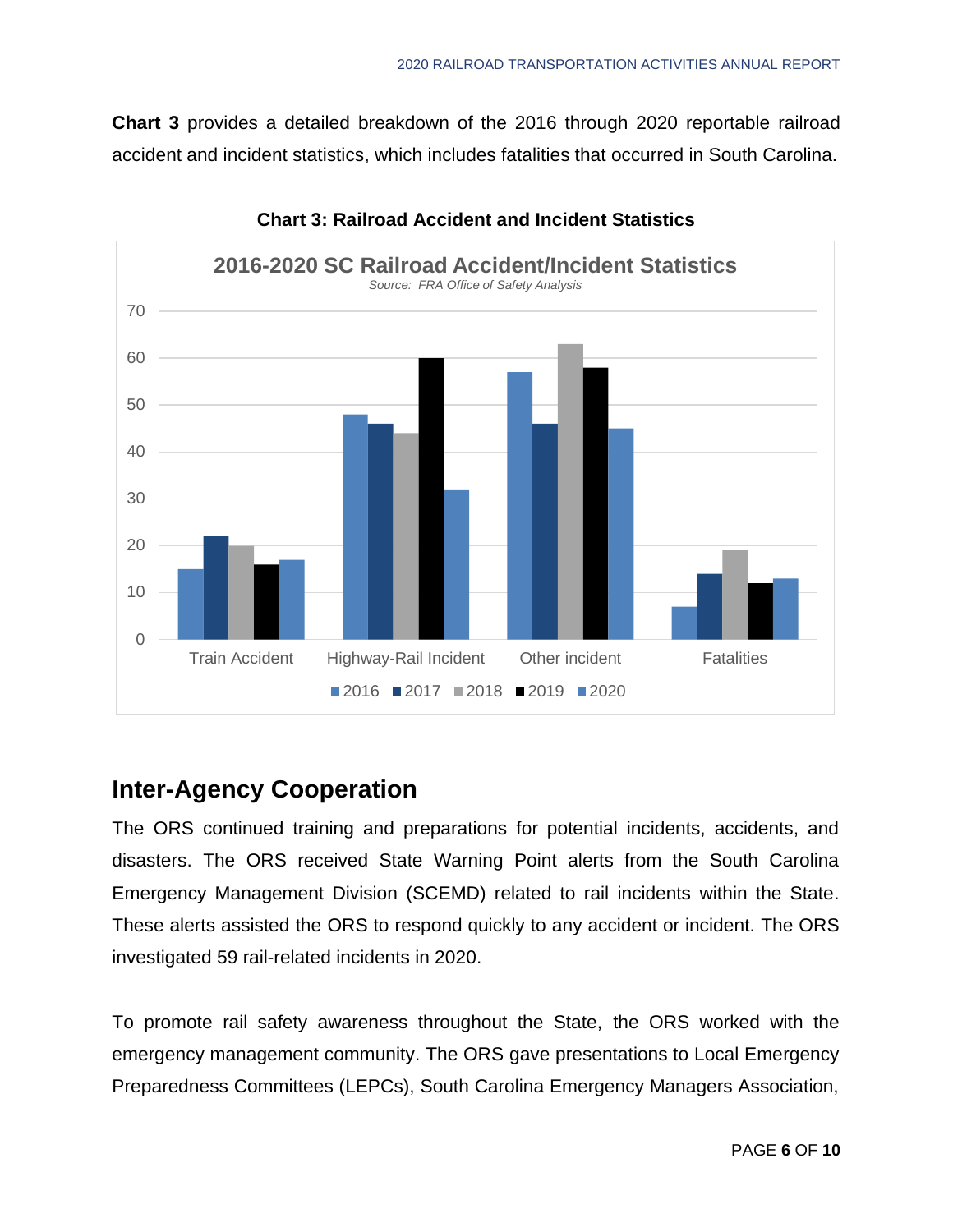**Chart 3** provides a detailed breakdown of the 2016 through 2020 reportable railroad accident and incident statistics, which includes fatalities that occurred in South Carolina.

**Chart 3: Railroad Accident and Incident Statistics**

## Inter-Agency Cooperation

The ORS continued training and preparations for potential incidents, accidents, and disasters. The ORS received State Warning Point alerts from the South Carolina Emergency Management Division (SCEMD) related to rail incidents within the State. These alerts assisted the ORS to respond quickly to any accident or incident. The ORS investigated 59 rail-related incidents in 2020.

To promote rail safety awareness throughout the State, the ORS worked with the emergency management community. The ORS gave presentations to Local Emergency Preparedness Committees (LEPCs), South Carolina Emergency Managers Association,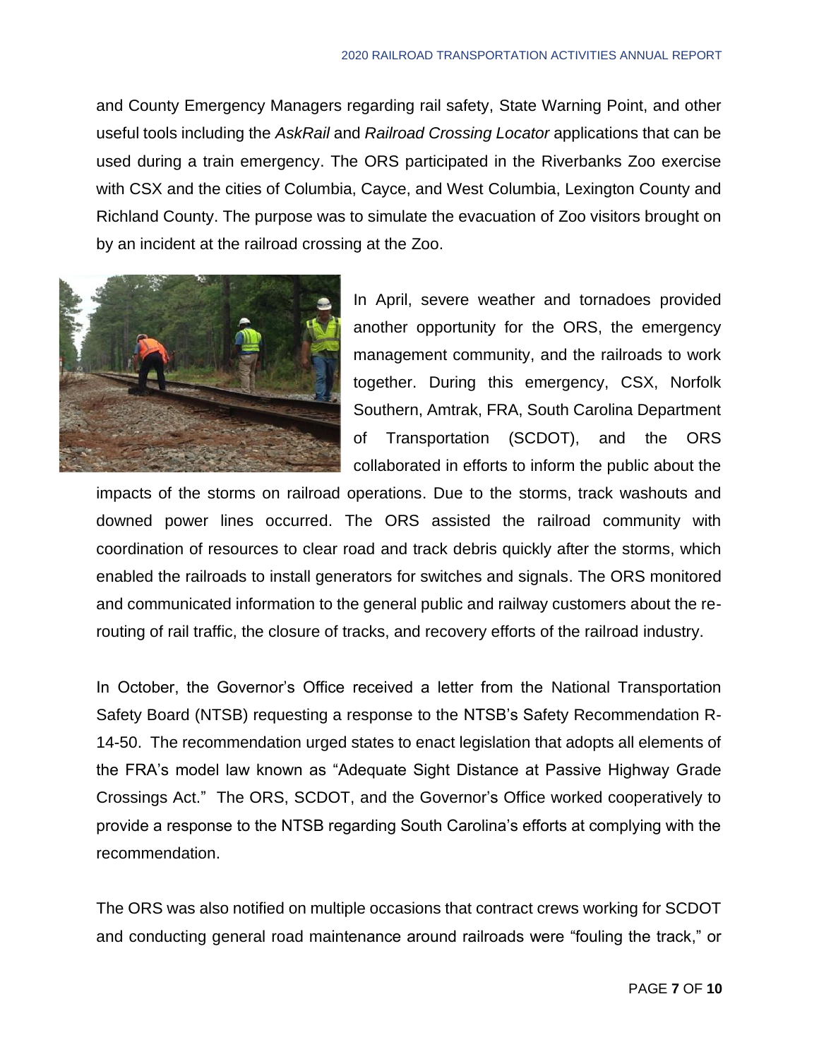and County Emergency Managers regarding rail safety, State Warning Point, and other useful tools including the *AskRail* and *Railroad Crossing Locator* applications that can be used during a train emergency. The ORS participated in the Riverbanks Zoo exercise with CSX and the cities of Columbia, Cayce, and West Columbia, Lexington County and Richland County. The purpose was to simulate the evacuation of Zoo visitors brought on by an incident at the railroad crossing at the Zoo.

In April, severe weather and tornadoes provided another opportunity for the ORS, the emergency management community, and the railroads to work together. During this emergency, CSX, Norfolk Southern, Amtrak, FRA, South Carolina Department of Transportation (SCDOT), and the ORS collaborated in efforts to inform the public about the impacts of the storms on railroad operations. Due to the storms, track washouts and downed power lines occurred. The ORS assisted the railroad community with coordination of resources to clear road and track debris quickly after the storms, which enabled the railroads to install generators for switches and signals. The ORS monitored and communicated information to the general public and railway customers about the re-routing of rail traffic, the closure of tracks, and recovery efforts of the railroad industry.

In October, the Governor's Office received a letter from the National Transportation Safety Board (NTSB) requesting a response to the NTSB's Safety Recommendation R-14-50. The recommendation urged states to enact legislation that adopts all elements of the FRA's model law known as "Adequate Sight Distance at Passive Highway Grade Crossings Act." The ORS, SCDOT, and the Governor's Office worked cooperatively to provide a response to the NTSB regarding South Carolina's efforts at complying with the recommendation.

The ORS was also notified on multiple occasions that contract crews working for SCDOT and conducting general road maintenance around railroads were "fouling the track," or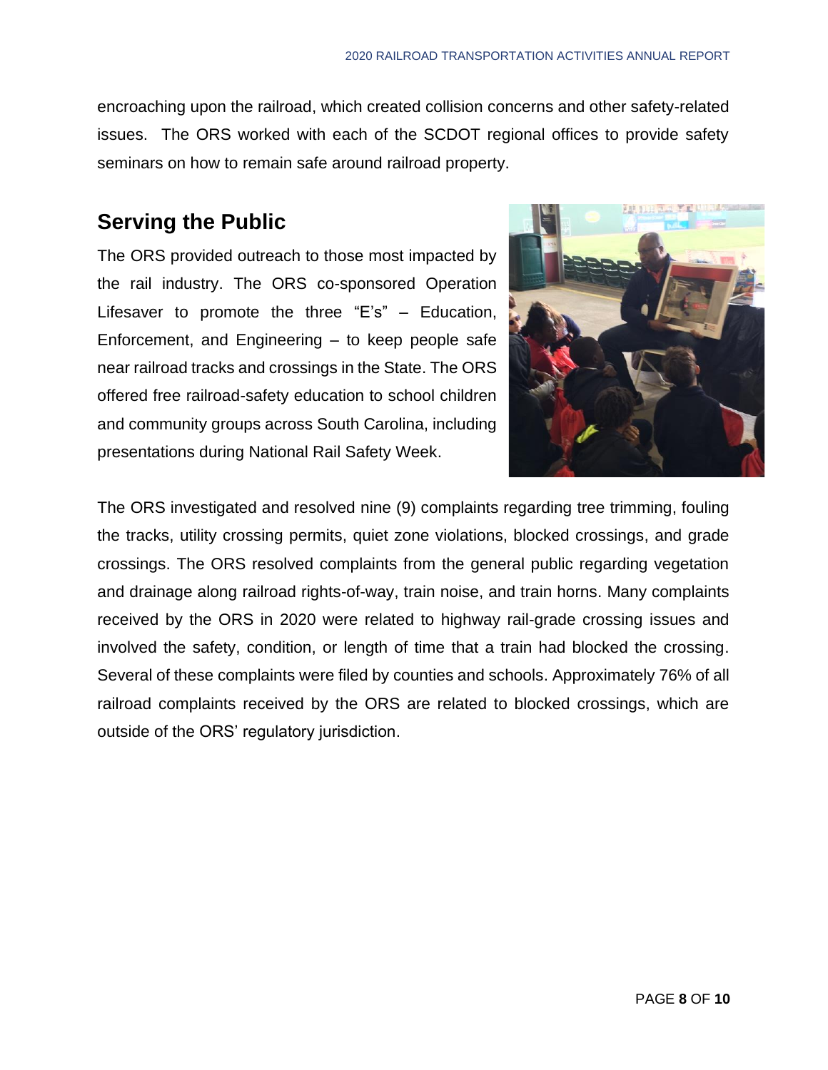encroaching upon the railroad, which created collision concerns and other safety-related issues. The ORS worked with each of the SCDOT regional offices to provide safety seminars on how to remain safe around railroad property.

## Serving the Public

The ORS provided outreach to those most impacted by the rail industry. The ORS co-sponsored Operation Lifesaver to promote the three "E's" – Education, Enforcement, and Engineering – to keep people safe near railroad tracks and crossings in the State. The ORS offered free railroad-safety education to school children and community groups across South Carolina, including presentations during National Rail Safety Week.

The ORS investigated and resolved nine (9) complaints regarding tree trimming, fouling the tracks, utility crossing permits, quiet zone violations, blocked crossings, and grade crossings. The ORS resolved complaints from the general public regarding vegetation and drainage along railroad rights-of-way, train noise, and train horns. Many complaints received by the ORS in 2020 were related to highway rail-grade crossing issues and involved the safety, condition, or length of time that a train had blocked the crossing. Several of these complaints were filed by counties and schools. Approximately 76% of all railroad complaints received by the ORS are related to blocked crossings, which are outside of the ORS' regulatory jurisdiction.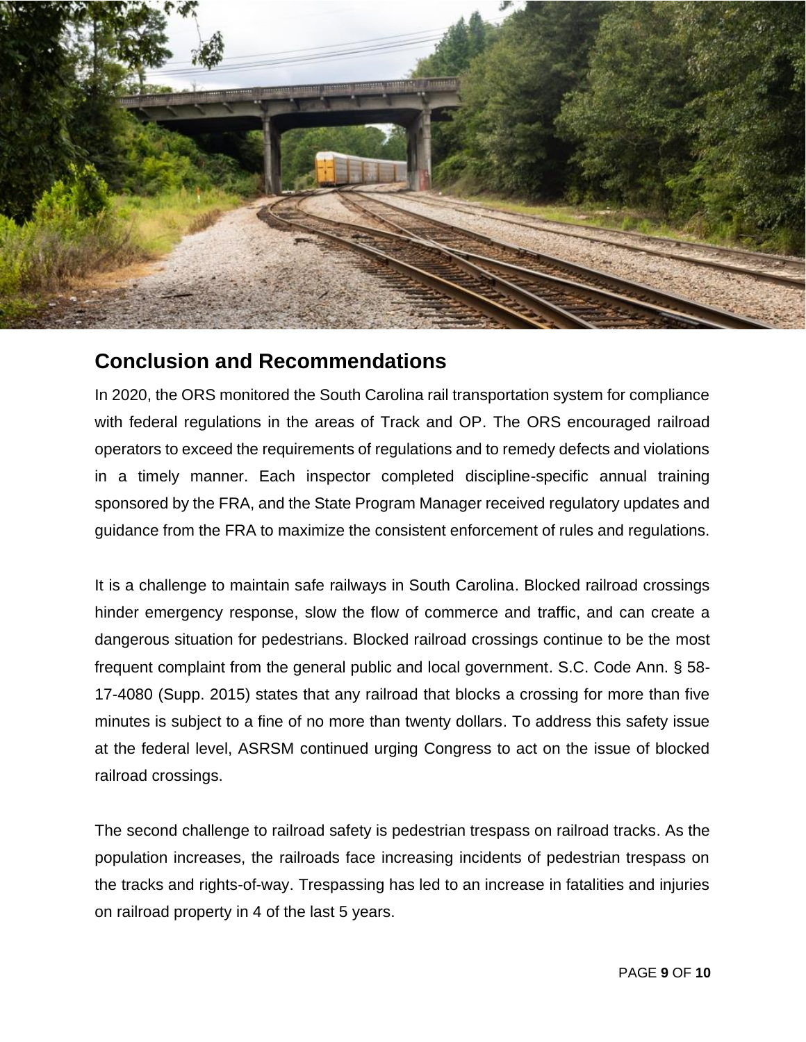## Conclusion and Recommendations

In 2020, the ORS monitored the South Carolina rail transportation system for compliance with federal regulations in the areas of Track and OP. The ORS encouraged railroad operators to exceed the requirements of regulations and to remedy defects and violations in a timely manner. Each inspector completed discipline-specific annual training sponsored by the FRA, and the State Program Manager received regulatory updates and guidance from the FRA to maximize the consistent enforcement of rules and regulations.

It is a challenge to maintain safe railways in South Carolina. Blocked railroad crossings hinder emergency response, slow the flow of commerce and traffic, and can create a dangerous situation for pedestrians. Blocked railroad crossings continue to be the most frequent complaint from the general public and local government. S.C. Code Ann. § 58-17-4080 (Supp. 2015) states that any railroad that blocks a crossing for more than five minutes is subject to a fine of no more than twenty dollars. To address this safety issue at the federal level, ASRSM continued urging Congress to act on the issue of blocked railroad crossings.

The second challenge to railroad safety is pedestrian trespass on railroad tracks. As the population increases, the railroads face increasing incidents of pedestrian trespass on the tracks and rights-of-way. Trespassing has led to an increase in fatalities and injuries on railroad property in 4 of the last 5 years.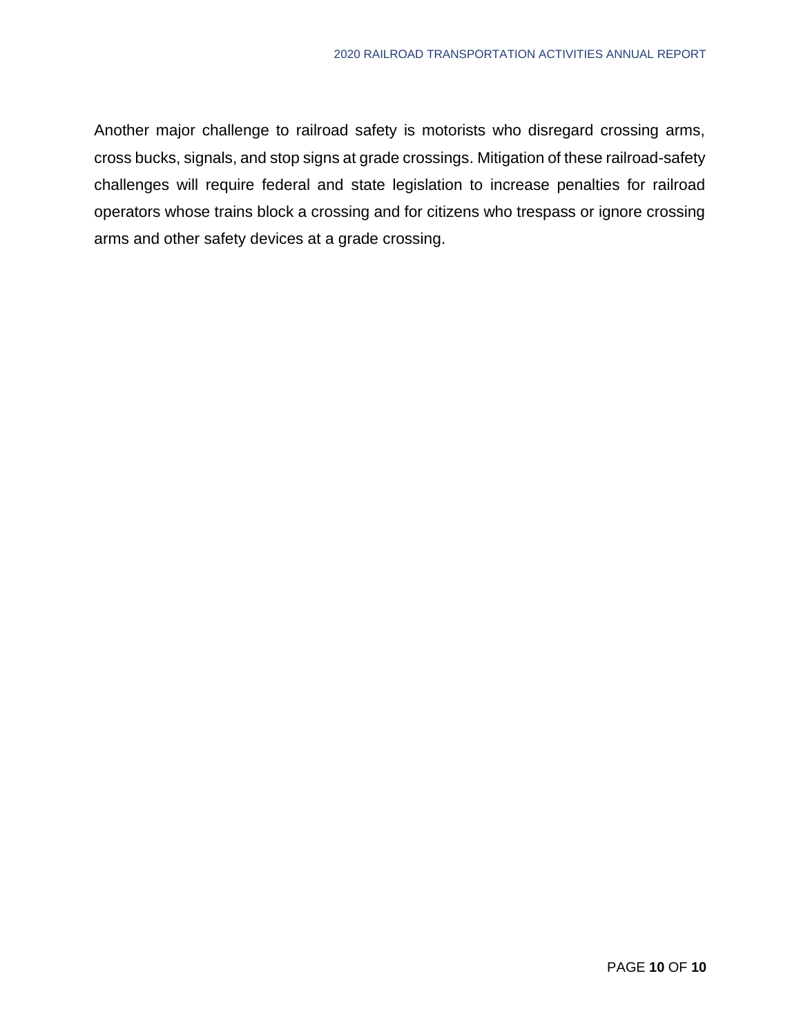Another major challenge to railroad safety is motorists who disregard crossing arms, cross bucks, signals, and stop signs at grade crossings. Mitigation of these railroad-safety challenges will require federal and state legislation to increase penalties for railroad operators whose trains block a crossing and for citizens who trespass or ignore crossing arms and other safety devices at a grade crossing.